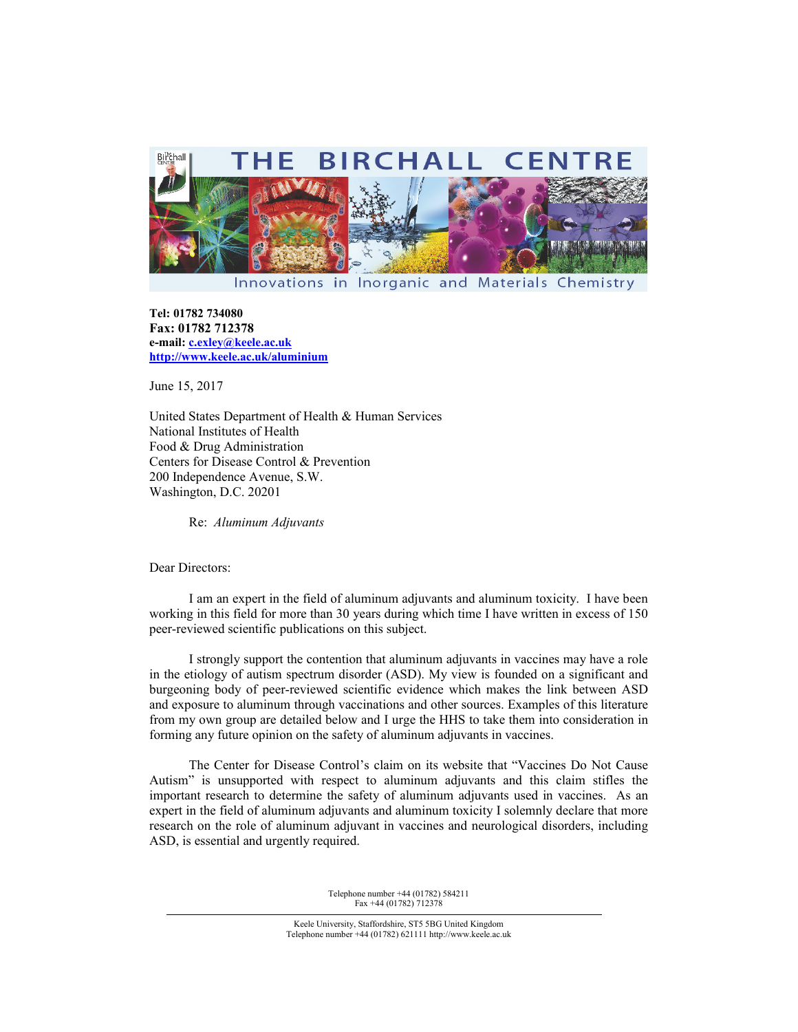# THE BIRCHALL CENTRE

Innovations in Inorganic and Materials Chemistry

**Tel: 01782 734080**
**Fax: 01782 712378**
**e-mail: c.exley@keele.ac.uk**
**http://www.keele.ac.uk/aluminium**

June 15, 2017

United States Department of Health & Human Services
National Institutes of Health
Food & Drug Administration
Centers for Disease Control & Prevention
200 Independence Avenue, S.W.
Washington, D.C. 20201

Re: *Aluminum Adjuvants*

Dear Directors:

I am an expert in the field of aluminum adjuvants and aluminum toxicity. I have been working in this field for more than 30 years during which time I have written in excess of 150 peer-reviewed scientific publications on this subject.

I strongly support the contention that aluminum adjuvants in vaccines may have a role in the etiology of autism spectrum disorder (ASD). My view is founded on a significant and burgeoning body of peer-reviewed scientific evidence which makes the link between ASD and exposure to aluminum through vaccinations and other sources. Examples of this literature from my own group are detailed below and I urge the HHS to take them into consideration in forming any future opinion on the safety of aluminum adjuvants in vaccines.

The Center for Disease Control's claim on its website that "Vaccines Do Not Cause Autism" is unsupported with respect to aluminum adjuvants and this claim stifles the important research to determine the safety of aluminum adjuvants used in vaccines. As an expert in the field of aluminum adjuvants and aluminum toxicity I solemnly declare that more research on the role of aluminum adjuvant in vaccines and neurological disorders, including ASD, is essential and urgently required.

Telephone number +44 (01782) 584211
Fax +44 (01782) 712378

Keele University, Staffordshire, ST5 5BG United Kingdom
Telephone number +44 (01782) 621111 http://www.keele.ac.uk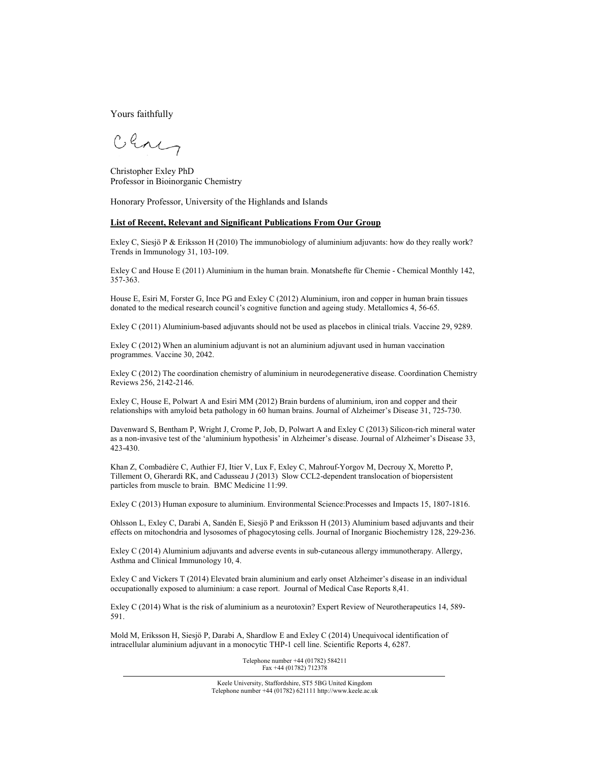Yours faithfully

Christopher Exley PhD
Professor in Bioinorganic Chemistry

Honorary Professor, University of the Highlands and Islands

**List of Recent, Relevant and Significant Publications From Our Group**

Exley C, Siesjö P & Eriksson H (2010) The immunobiology of aluminium adjuvants: how do they really work? Trends in Immunology 31, 103-109.

Exley C and House E (2011) Aluminium in the human brain. Monatshefte für Chemie - Chemical Monthly 142, 357-363.

House E, Esiri M, Forster G, Ince PG and Exley C (2012) Aluminium, iron and copper in human brain tissues donated to the medical research council's cognitive function and ageing study. Metallomics 4, 56-65.

Exley C (2011) Aluminium-based adjuvants should not be used as placebos in clinical trials. Vaccine 29, 9289.

Exley C (2012) When an aluminium adjuvant is not an aluminium adjuvant used in human vaccination programmes. Vaccine 30, 2042.

Exley C (2012) The coordination chemistry of aluminium in neurodegenerative disease. Coordination Chemistry Reviews 256, 2142-2146.

Exley C, House E, Polwart A and Esiri MM (2012) Brain burdens of aluminium, iron and copper and their relationships with amyloid beta pathology in 60 human brains. Journal of Alzheimer's Disease 31, 725-730.

Davenward S, Bentham P, Wright J, Crome P, Job, D, Polwart A and Exley C (2013) Silicon-rich mineral water as a non-invasive test of the 'aluminium hypothesis' in Alzheimer's disease. Journal of Alzheimer's Disease 33, 423-430.

Khan Z, Combadière C, Authier FJ, Itier V, Lux F, Exley C, Mahrouf-Yorgov M, Decrouy X, Moretto P, Tillement O, Gherardi RK, and Cadusseau J (2013) Slow CCL2-dependent translocation of biopersistent particles from muscle to brain. BMC Medicine 11:99.

Exley C (2013) Human exposure to aluminium. Environmental Science:Processes and Impacts 15, 1807-1816.

Ohlsson L, Exley C, Darabi A, Sandén E, Siesjö P and Eriksson H (2013) Aluminium based adjuvants and their effects on mitochondria and lysosomes of phagocytosing cells. Journal of Inorganic Biochemistry 128, 229-236.

Exley C (2014) Aluminium adjuvants and adverse events in sub-cutaneous allergy immunotherapy. Allergy, Asthma and Clinical Immunology 10, 4.

Exley C and Vickers T (2014) Elevated brain aluminium and early onset Alzheimer's disease in an individual occupationally exposed to aluminium: a case report. Journal of Medical Case Reports 8,41.

Exley C (2014) What is the risk of aluminium as a neurotoxin? Expert Review of Neurotherapeutics 14, 589-591.

Mold M, Eriksson H, Siesjö P, Darabi A, Shardlow E and Exley C (2014) Unequivocal identification of intracellular aluminium adjuvant in a monocytic THP-1 cell line. Scientific Reports 4, 6287.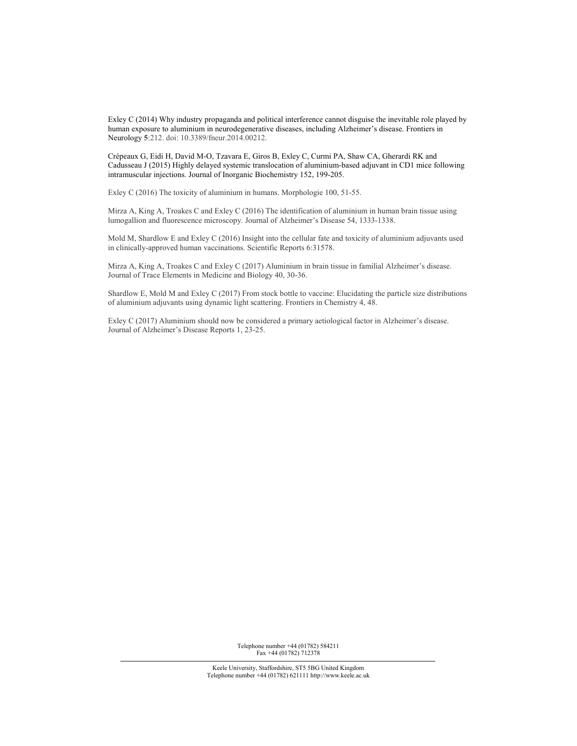Exley C (2014) Why industry propaganda and political interference cannot disguise the inevitable role played by human exposure to aluminium in neurodegenerative diseases, including Alzheimer's disease. Frontiers in Neurology **5**:212. doi: 10.3389/fneur.2014.00212.

Crépeaux G, Eidi H, David M-O, Tzavara E, Giros B, Exley C, Curmi PA, Shaw CA, Gherardi RK and Cadusseau J (2015) Highly delayed systemic translocation of aluminium-based adjuvant in CD1 mice following intramuscular injections. Journal of Inorganic Biochemistry 152, 199-205.

Exley C (2016) The toxicity of aluminium in humans. Morphologie 100, 51-55.

Mirza A, King A, Troakes C and Exley C (2016) The identification of aluminium in human brain tissue using lumogallion and fluorescence microscopy. Journal of Alzheimer's Disease 54, 1333-1338.

Mold M, Shardlow E and Exley C (2016) Insight into the cellular fate and toxicity of aluminium adjuvants used in clinically-approved human vaccinations. Scientific Reports 6:31578.

Mirza A, King A, Troakes C and Exley C (2017) Aluminium in brain tissue in familial Alzheimer's disease. Journal of Trace Elements in Medicine and Biology 40, 30-36.

Shardlow E, Mold M and Exley C (2017) From stock bottle to vaccine: Elucidating the particle size distributions of aluminium adjuvants using dynamic light scattering. Frontiers in Chemistry 4, 48.

Exley C (2017) Aluminium should now be considered a primary aetiological factor in Alzheimer's disease. Journal of Alzheimer's Disease Reports 1, 23-25.

Telephone number +44 (01782) 584211
Fax +44 (01782) 712378

Keele University, Staffordshire, ST5 5BG United Kingdom
Telephone number +44 (01782) 621111 http://www.keele.ac.uk